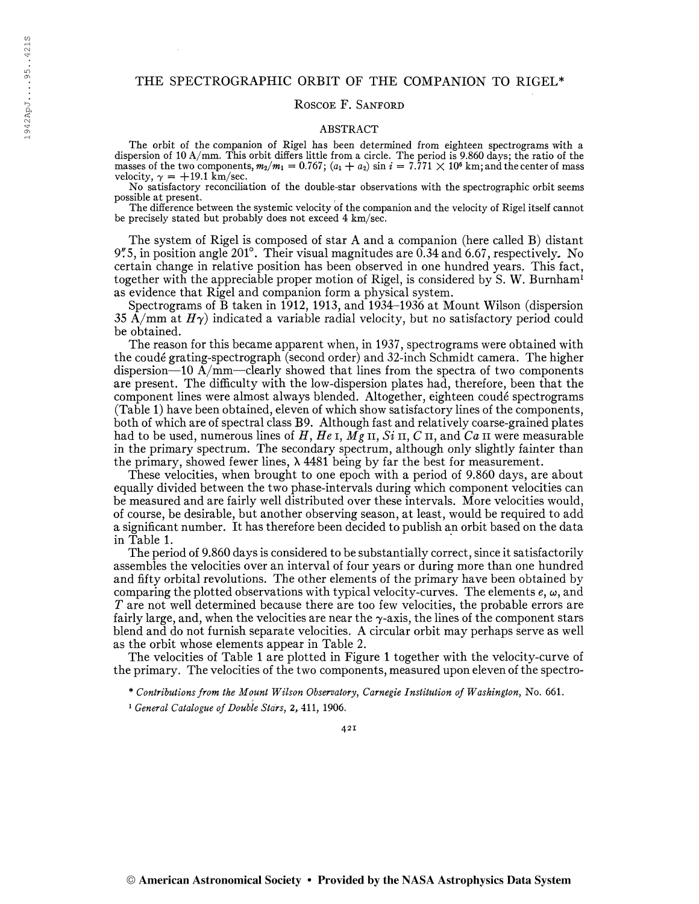# THE SPECTROGRAPHIC ORBIT OF THE COMPANION TO RIGEL*

ROSCOE F. SANFORD

## ABSTRACT

The orbit of the companion of Rigel has been determined from eighteen spectrograms with a dispersion of 10 A/mm. This orbit differs little from a circle. The period is 9.860 days; the ratio of the masses of the two components, $m_2/m_1 = 0.767$; $(a_1 + a_2) \sin i = 7.771 \times 10^6$ km; and the center of mass velocity, $\gamma = +19.1$ km/sec.

No satisfactory reconciliation of the double-star observations with the spectrographic orbit seems possible at present.

The difference between the systemic velocity of the companion and the velocity of Rigel itself cannot be precisely stated but probably does not exceed 4 km/sec.

The system of Rigel is composed of star A and a companion (here called B) distant 9″.5, in position angle 201°. Their visual magnitudes are 0.34 and 6.67, respectively. No certain change in relative position has been observed in one hundred years. This fact, together with the appreciable proper motion of Rigel, is considered by S. W. Burnham[1] as evidence that Rigel and companion form a physical system.

Spectrograms of B taken in 1912, 1913, and 1934–1936 at Mount Wilson (dispersion 35 A/mm at $H\gamma$) indicated a variable radial velocity, but no satisfactory period could be obtained.

The reason for this became apparent when, in 1937, spectrograms were obtained with the coudé grating-spectrograph (second order) and 32-inch Schmidt camera. The higher dispersion—10 A/mm—clearly showed that lines from the spectra of two components are present. The difficulty with the low-dispersion plates had, therefore, been that the component lines were almost always blended. Altogether, eighteen coudé spectrograms (Table 1) have been obtained, eleven of which show satisfactory lines of the components, both of which are of spectral class B9. Although fast and relatively coarse-grained plates had to be used, numerous lines of *H*, *He* I, *Mg* II, *Si* II, *C* II, and *Ca* II were measurable in the primary spectrum. The secondary spectrum, although only slightly fainter than the primary, showed fewer lines, λ 4481 being by far the best for measurement.

These velocities, when brought to one epoch with a period of 9.860 days, are about equally divided between the two phase-intervals during which component velocities can be measured and are fairly well distributed over these intervals. More velocities would, of course, be desirable, but another observing season, at least, would be required to add a significant number. It has therefore been decided to publish an orbit based on the data in Table 1.

The period of 9.860 days is considered to be substantially correct, since it satisfactorily assembles the velocities over an interval of four years or during more than one hundred and fifty orbital revolutions. The other elements of the primary have been obtained by comparing the plotted observations with typical velocity-curves. The elements $e$, $\omega$, and $T$ are not well determined because there are too few velocities, the probable errors are fairly large, and, when the velocities are near the $\gamma$-axis, the lines of the component stars blend and do not furnish separate velocities. A circular orbit may perhaps serve as well as the orbit whose elements appear in Table 2.

The velocities of Table 1 are plotted in Figure 1 together with the velocity-curve of the primary. The velocities of the two components, measured upon eleven of the spectro-

\* *Contributions from the Mount Wilson Observatory, Carnegie Institution of Washington*, No. 661.

[1] *General Catalogue of Double Stars*, 2, 411, 1906.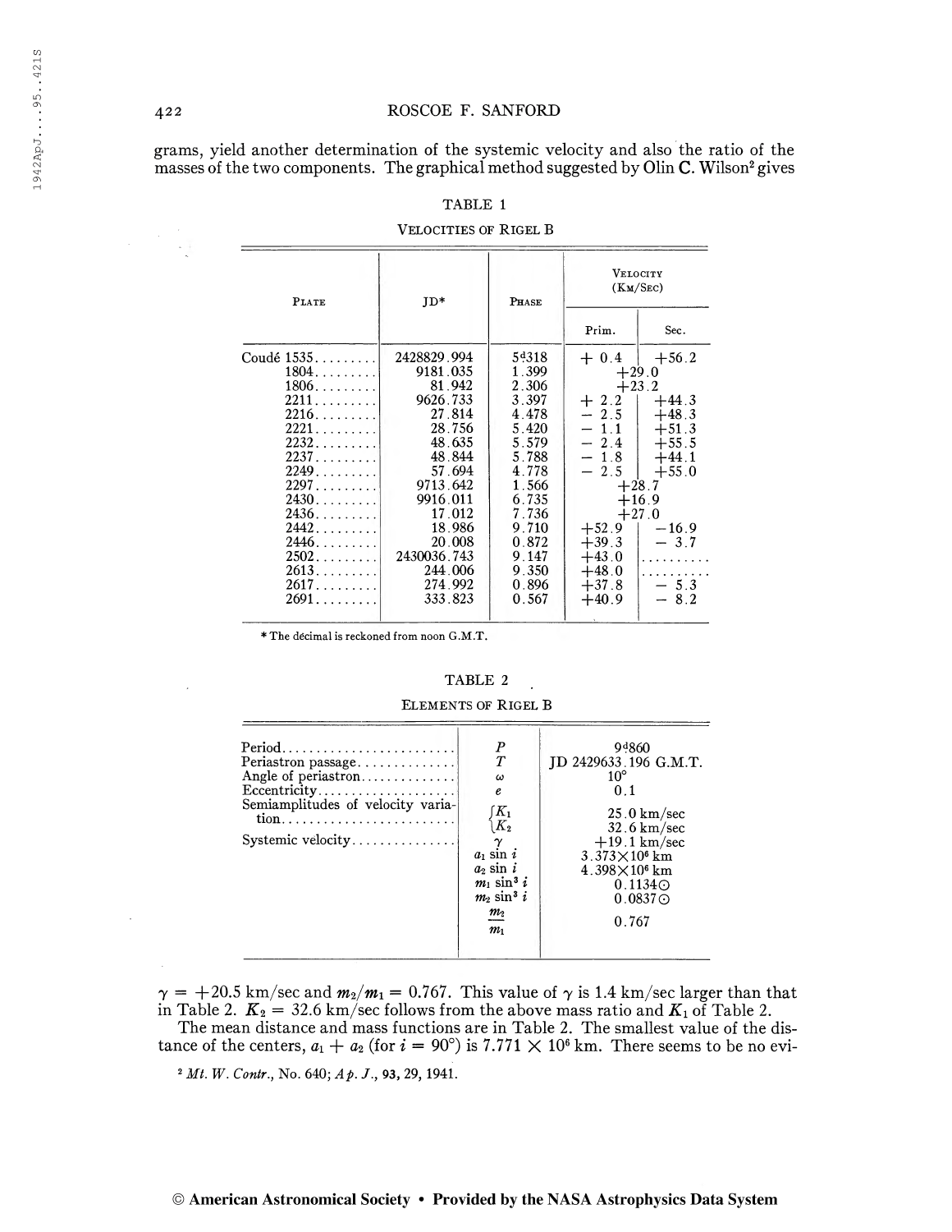grams, yield another determination of the systemic velocity and also the ratio of the masses of the two components. The graphical method suggested by Olin C. Wilson[2] gives

TABLE 1

VELOCITIES OF RIGEL B

| Plate | JD* | Phase | Velocity (Km/Sec) | |
|---|---|---|---|---|
| | | | Prim. | Sec. |
| Coudé 1535 | 2428829.994 | 5.318 d | + 0.4 | +56.2 |
| 1804 | 9181.035 | 1.399 | +29.0 | |
| 1806 | 81.942 | 2.306 | +23.2 | |
| 2211 | 9626.733 | 3.397 | + 2.2 | +44.3 |
| 2216 | 27.814 | 4.478 | − 2.5 | +48.3 |
| 2221 | 28.756 | 5.420 | − 1.1 | +51.3 |
| 2232 | 48.635 | 5.579 | − 2.4 | +55.5 |
| 2237 | 48.844 | 5.788 | − 1.8 | +44.1 |
| 2249 | 57.694 | 4.778 | − 2.5 | +55.0 |
| 2297 | 9713.642 | 1.566 | +28.7 | |
| 2430 | 9916.011 | 6.735 | +16.9 | |
| 2436 | 17.012 | 7.736 | +27.0 | |
| 2442 | 18.986 | 9.710 | +52.9 | −16.9 |
| 2446 | 20.008 | 0.872 | +39.3 | − 3.7 |
| 2502 | 2430036.743 | 9.147 | +43.0 | .......... |
| 2613 | 244.006 | 9.350 | +48.0 | .......... |
| 2617 | 274.992 | 0.896 | +37.8 | − 5.3 |
| 2691 | 333.823 | 0.567 | +40.9 | − 8.2 |

\* The decimal is reckoned from noon G.M.T.

TABLE 2

ELEMENTS OF RIGEL B

| | | |
|---|---|---|
| Period | $P$ | 9.860 d |
| Periastron passage | $T$ | JD 2429633.196 G.M.T. |
| Angle of periastron | $\omega$ | 10° |
| Eccentricity | $e$ | 0.1 |
| Semiamplitudes of velocity variation | $K_1$ | 25.0 km/sec |
| | $K_2$ | 32.6 km/sec |
| Systemic velocity | $\gamma$ | +19.1 km/sec |
| | $a_1 \sin i$ | $3.373 \times 10^6$ km |
| | $a_2 \sin i$ | $4.398 \times 10^6$ km |
| | $m_1 \sin^3 i$ | 0.1134 $\odot$ |
| | $m_2 \sin^3 i$ | 0.0837 $\odot$ |
| | $\frac{m_2}{m_1}$ | 0.767 |

$\gamma = +20.5$ km/sec and $m_2/m_1 = 0.767$. This value of $\gamma$ is 1.4 km/sec larger than that in Table 2. $K_2 = 32.6$ km/sec follows from the above mass ratio and $K_1$ of Table 2.

The mean distance and mass functions are in Table 2. The smallest value of the distance of the centers, $a_1 + a_2$ (for $i = 90°$) is $7.771 \times 10^6$ km. There seems to be no evi-

[2] *Mt. W. Contr.*, No. 640; *Ap. J.*, 93, 29, 1941.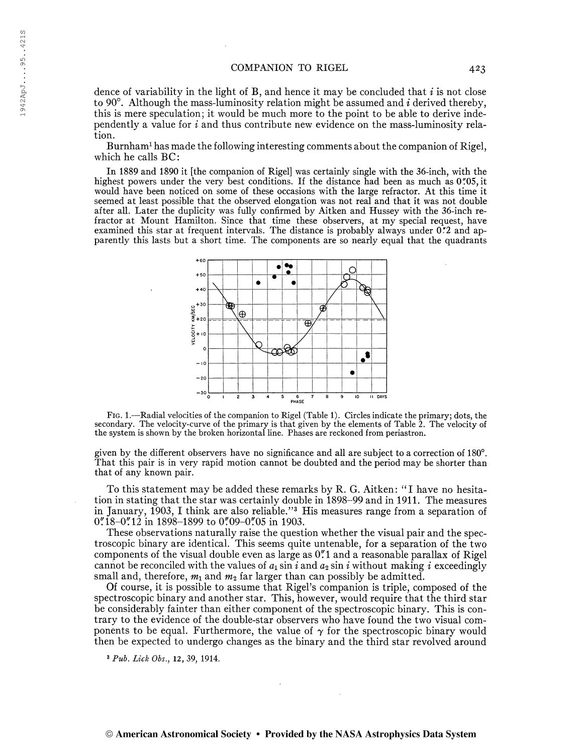dence of variability in the light of B, and hence it may be concluded that $i$ is not close to 90°. Although the mass-luminosity relation might be assumed and $i$ derived thereby, this is mere speculation; it would be much more to the point to be able to derive independently a value for $i$ and thus contribute new evidence on the mass-luminosity relation.

Burnham[1] has made the following interesting comments about the companion of Rigel, which he calls BC:

> In 1889 and 1890 it [the companion of Rigel] was certainly single with the 36-inch, with the highest powers under the very best conditions. If the distance had been as much as 0″.05, it would have been noticed on some of these occasions with the large refractor. At this time it seemed at least possible that the observed elongation was not real and that it was not double after all. Later the duplicity was fully confirmed by Aitken and Hussey with the 36-inch refractor at Mount Hamilton. Since that time these observers, at my special request, have examined this star at frequent intervals. The distance is probably always under 0″.2 and apparently this lasts but a short time. The components are so nearly equal that the quadrants given by the different observers have no significance and all are subject to a correction of 180°. That this pair is in very rapid motion cannot be doubted and the period may be shorter than that of any known pair.

FIG. 1.—Radial velocities of the companion to Rigel (Table 1). Circles indicate the primary; dots, the secondary. The velocity-curve of the primary is that given by the elements of Table 2. The velocity of the system is shown by the broken horizontal line. Phases are reckoned from periastron.

To this statement may be added these remarks by R. G. Aitken: "I have no hesitation in stating that the star was certainly double in 1898–99 and in 1911. The measures in January, 1903, I think are also reliable."[3] His measures range from a separation of 0″.18–0″.12 in 1898–1899 to 0″.09–0″.05 in 1903.

These observations naturally raise the question whether the visual pair and the spectroscopic binary are identical. This seems quite untenable, for a separation of the two components of the visual double even as large as 0″.1 and a reasonable parallax of Rigel cannot be reconciled with the values of $a_1 \sin i$ and $a_2 \sin i$ without making $i$ exceedingly small and, therefore, $m_1$ and $m_2$ far larger than can possibly be admitted.

Of course, it is possible to assume that Rigel's companion is triple, composed of the spectroscopic binary and another star. This, however, would require that the third star be considerably fainter than either component of the spectroscopic binary. This is contrary to the evidence of the double-star observers who have found the two visual components to be equal. Furthermore, the value of $\gamma$ for the spectroscopic binary would then be expected to undergo changes as the binary and the third star revolved around

[3] *Pub. Lick Obs.*, 12, 39, 1914.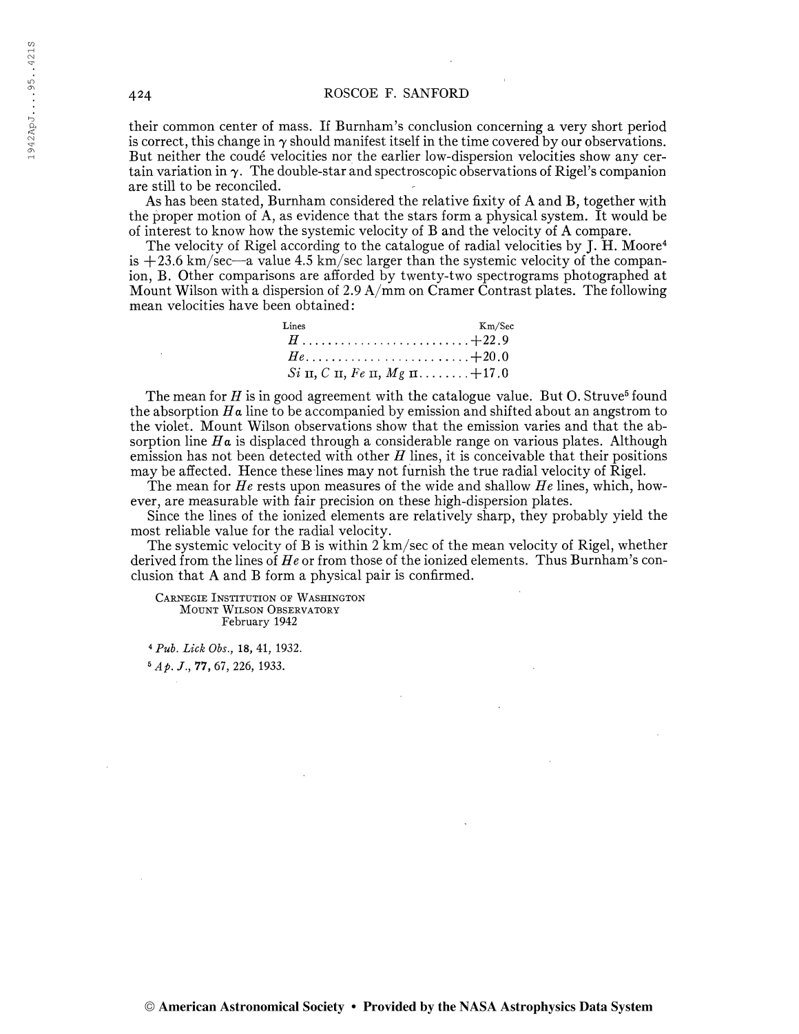their common center of mass. If Burnham's conclusion concerning a very short period is correct, this change in $\gamma$ should manifest itself in the time covered by our observations. But neither the coudé velocities nor the earlier low-dispersion velocities show any certain variation in $\gamma$. The double-star and spectroscopic observations of Rigel's companion are still to be reconciled.

As has been stated, Burnham considered the relative fixity of A and B, together with the proper motion of A, as evidence that the stars form a physical system. It would be of interest to know how the systemic velocity of B and the velocity of A compare.

The velocity of Rigel according to the catalogue of radial velocities by J. H. Moore[4] is +23.6 km/sec—a value 4.5 km/sec larger than the systemic velocity of the companion, B. Other comparisons are afforded by twenty-two spectrograms photographed at Mount Wilson with a dispersion of 2.9 A/mm on Cramer Contrast plates. The following mean velocities have been obtained:

| Lines | Km/Sec |
|---|---|
| *H* | +22.9 |
| *He* | +20.0 |
| *Si* II, *C* II, *Fe* II, *Mg* II | +17.0 |

The mean for *H* is in good agreement with the catalogue value. But O. Struve[5] found the absorption *Hα* line to be accompanied by emission and shifted about an angstrom to the violet. Mount Wilson observations show that the emission varies and that the absorption line *Hα* is displaced through a considerable range on various plates. Although emission has not been detected with other *H* lines, it is conceivable that their positions may be affected. Hence these lines may not furnish the true radial velocity of Rigel.

The mean for *He* rests upon measures of the wide and shallow *He* lines, which, however, are measurable with fair precision on these high-dispersion plates.

Since the lines of the ionized elements are relatively sharp, they probably yield the most reliable value for the radial velocity.

The systemic velocity of B is within 2 km/sec of the mean velocity of Rigel, whether derived from the lines of *He* or from those of the ionized elements. Thus Burnham's conclusion that A and B form a physical pair is confirmed.

Carnegie Institution of Washington
Mount Wilson Observatory
February 1942

[4] *Pub. Lick Obs.*, **18**, 41, 1932.

[5] *Ap. J.*, **77**, 67, 226, 1933.